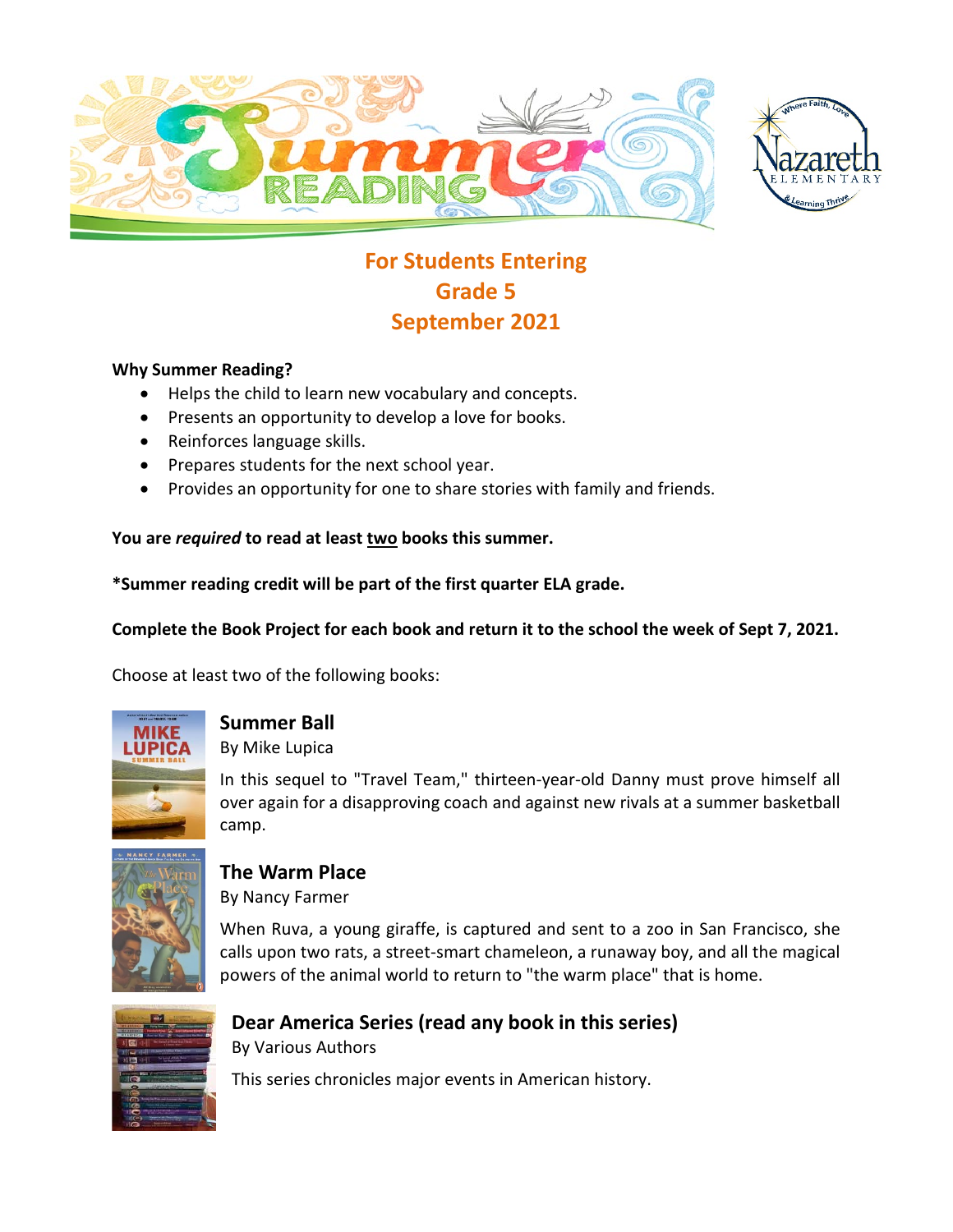# For Students Entering Grade 5 September 2021

**Why Summer Reading?**

- Helps the child to learn new vocabulary and concepts.
- Presents an opportunity to develop a love for books.
- Reinforces language skills.
- Prepares students for the next school year.
- Provides an opportunity for one to share stories with family and friends.

**You are *required* to read at least <u>two</u> books this summer.**

**\*Summer reading credit will be part of the first quarter ELA grade.**

**Complete the Book Project for each book and return it to the school the week of Sept 7, 2021.**

Choose at least two of the following books:

### Summer Ball

By Mike Lupica

In this sequel to "Travel Team," thirteen-year-old Danny must prove himself all over again for a disapproving coach and against new rivals at a summer basketball camp.

### The Warm Place

By Nancy Farmer

When Ruva, a young giraffe, is captured and sent to a zoo in San Francisco, she calls upon two rats, a street-smart chameleon, a runaway boy, and all the magical powers of the animal world to return to "the warm place" that is home.

### Dear America Series (read any book in this series)

By Various Authors

This series chronicles major events in American history.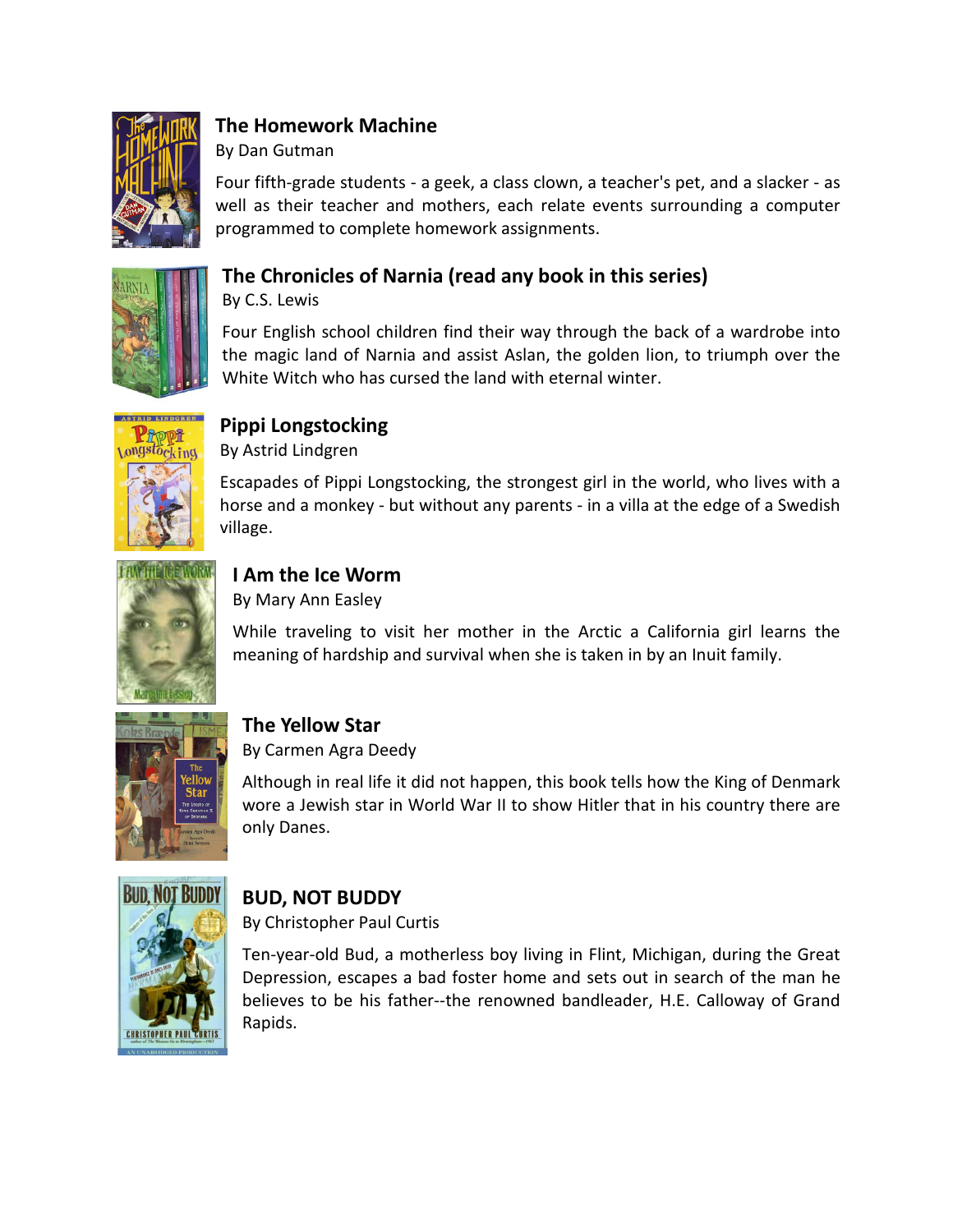### The Homework Machine

By Dan Gutman

Four fifth-grade students - a geek, a class clown, a teacher's pet, and a slacker - as well as their teacher and mothers, each relate events surrounding a computer programmed to complete homework assignments.

### The Chronicles of Narnia (read any book in this series)

By C.S. Lewis

Four English school children find their way through the back of a wardrobe into the magic land of Narnia and assist Aslan, the golden lion, to triumph over the White Witch who has cursed the land with eternal winter.

### Pippi Longstocking

By Astrid Lindgren

Escapades of Pippi Longstocking, the strongest girl in the world, who lives with a horse and a monkey - but without any parents - in a villa at the edge of a Swedish village.

### I Am the Ice Worm

By Mary Ann Easley

While traveling to visit her mother in the Arctic a California girl learns the meaning of hardship and survival when she is taken in by an Inuit family.

### The Yellow Star

By Carmen Agra Deedy

Although in real life it did not happen, this book tells how the King of Denmark wore a Jewish star in World War II to show Hitler that in his country there are only Danes.

### BUD, NOT BUDDY

By Christopher Paul Curtis

Ten-year-old Bud, a motherless boy living in Flint, Michigan, during the Great Depression, escapes a bad foster home and sets out in search of the man he believes to be his father--the renowned bandleader, H.E. Calloway of Grand Rapids.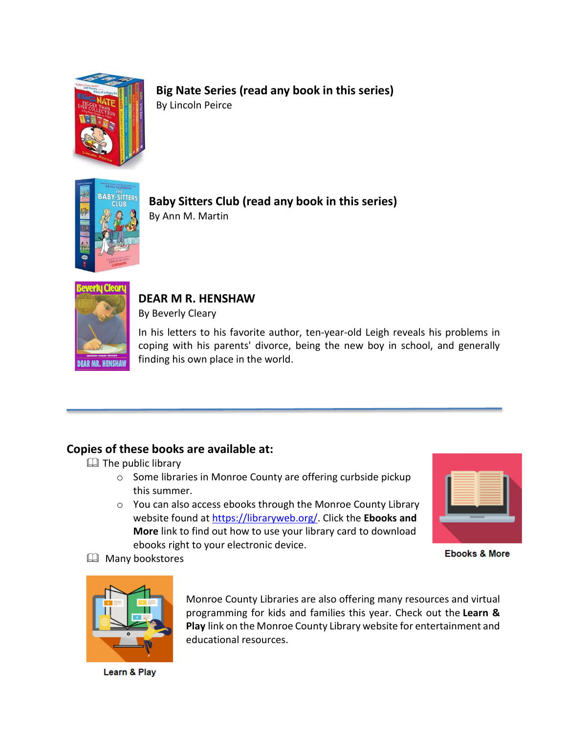**Big Nate Series (read any book in this series)**

By Lincoln Peirce

**Baby Sitters Club (read any book in this series)**

By Ann M. Martin

**DEAR M R. HENSHAW**

By Beverly Cleary

In his letters to his favorite author, ten-year-old Leigh reveals his problems in coping with his parents' divorce, being the new boy in school, and generally finding his own place in the world.

---

**Copies of these books are available at:**

- The public library
  - Some libraries in Monroe County are offering curbside pickup this summer.
  - You can also access ebooks through the Monroe County Library website found at https://libraryweb.org/. Click the **Ebooks and More** link to find out how to use your library card to download ebooks right to your electronic device.
- Many bookstores

Ebooks & More

Monroe County Libraries are also offering many resources and virtual programming for kids and families this year. Check out the **Learn & Play** link on the Monroe County Library website for entertainment and educational resources.

Learn & Play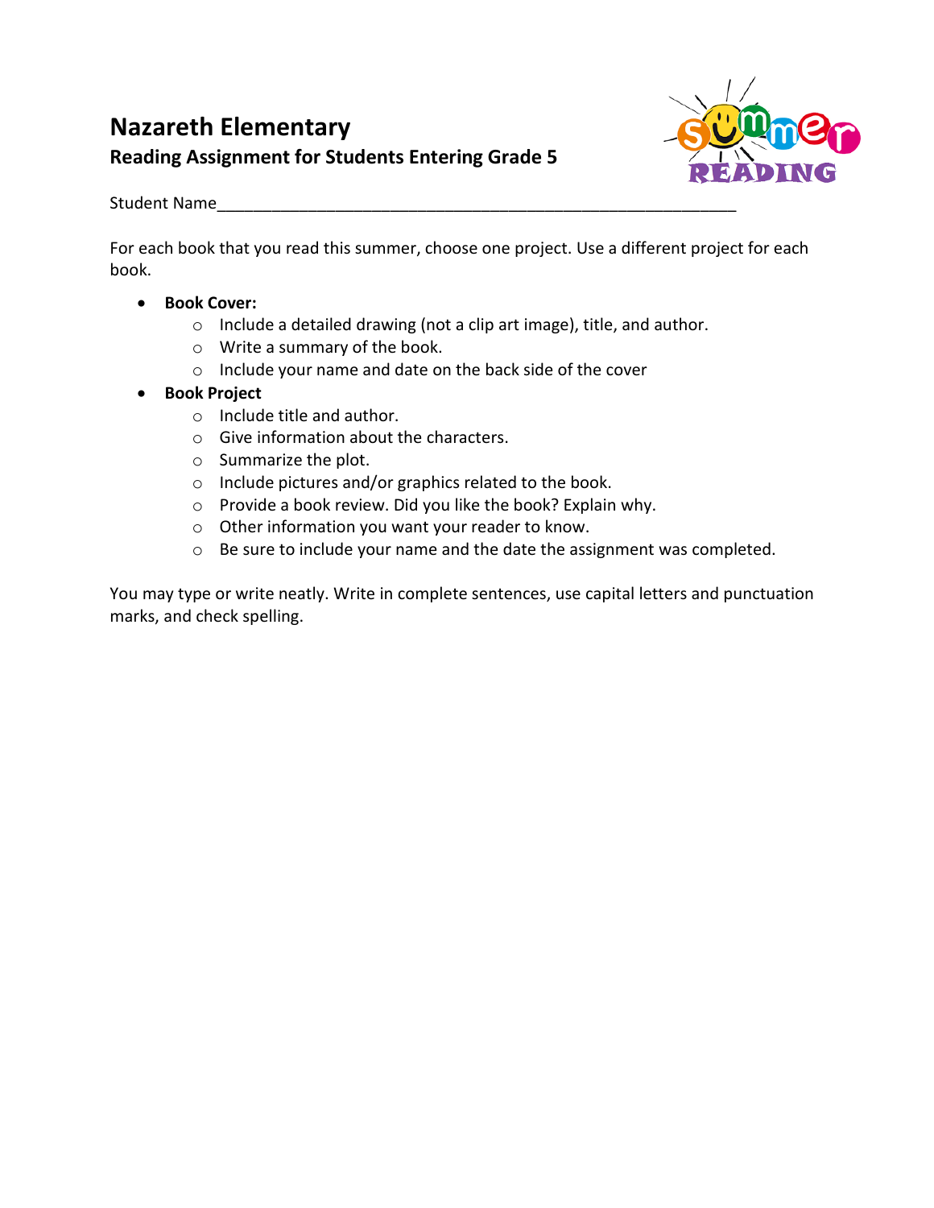# Nazareth Elementary

## Reading Assignment for Students Entering Grade 5

Student Name_______________________________________________________________

For each book that you read this summer, choose one project. Use a different project for each book.

- **Book Cover:**
  - Include a detailed drawing (not a clip art image), title, and author.
  - Write a summary of the book.
  - Include your name and date on the back side of the cover
- **Book Project**
  - Include title and author.
  - Give information about the characters.
  - Summarize the plot.
  - Include pictures and/or graphics related to the book.
  - Provide a book review. Did you like the book? Explain why.
  - Other information you want your reader to know.
  - Be sure to include your name and the date the assignment was completed.

You may type or write neatly. Write in complete sentences, use capital letters and punctuation marks, and check spelling.